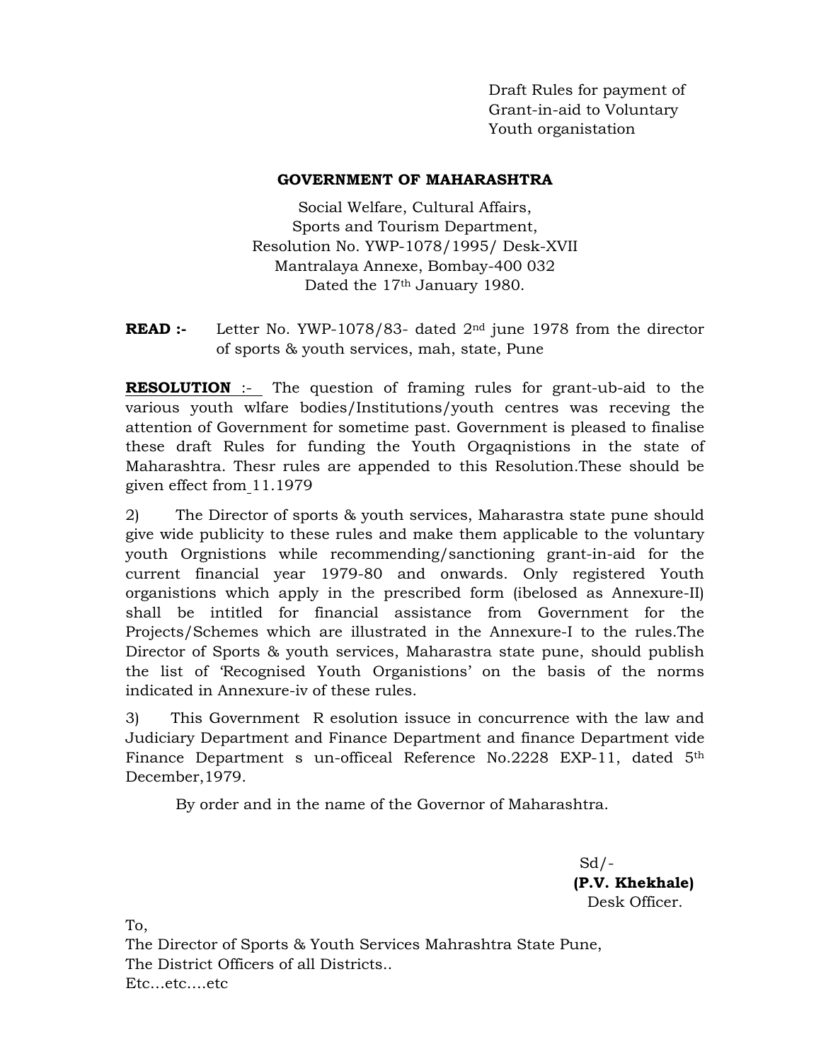Draft Rules for payment of  
Grant-in-aid to Voluntary  
Youth organistation

**GOVERNMENT OF MAHARASHTRA**

Social Welfare, Cultural Affairs,  
Sports and Tourism Department,  
Resolution No. YWP-1078/1995/ Desk-XVII  
Mantralaya Annexe, Bombay-400 032  
Dated the 17th January 1980.

**READ :-** Letter No. YWP-1078/83- dated 2nd june 1978 from the director of sports & youth services, mah, state, Pune

**RESOLUTION** :- The question of framing rules for grant-ub-aid to the various youth wlfare bodies/Institutions/youth centres was receving the attention of Government for sometime past. Government is pleased to finalise these draft Rules for funding the Youth Orgaqnistions in the state of Maharashtra. Thesr rules are appended to this Resolution.These should be given effect from 11.1979

2) The Director of sports & youth services, Maharastra state pune should give wide publicity to these rules and make them applicable to the voluntary youth Orgnistions while recommending/sanctioning grant-in-aid for the current financial year 1979-80 and onwards. Only registered Youth organistions which apply in the prescribed form (ibelosed as Annexure-II) shall be intitled for financial assistance from Government for the Projects/Schemes which are illustrated in the Annexure-I to the rules.The Director of Sports & youth services, Maharastra state pune, should publish the list of 'Recognised Youth Organistions' on the basis of the norms indicated in Annexure-iv of these rules.

3) This Government R esolution issuce in concurrence with the law and Judiciary Department and Finance Department and finance Department vide Finance Department s un-officeal Reference No.2228 EXP-11, dated 5th December,1979.

By order and in the name of the Governor of Maharashtra.

Sd/-  
**(P.V. Khekhale)**  
Desk Officer.

To,  
The Director of Sports & Youth Services Mahrashtra State Pune,  
The District Officers of all Districts..  
Etc…etc….etc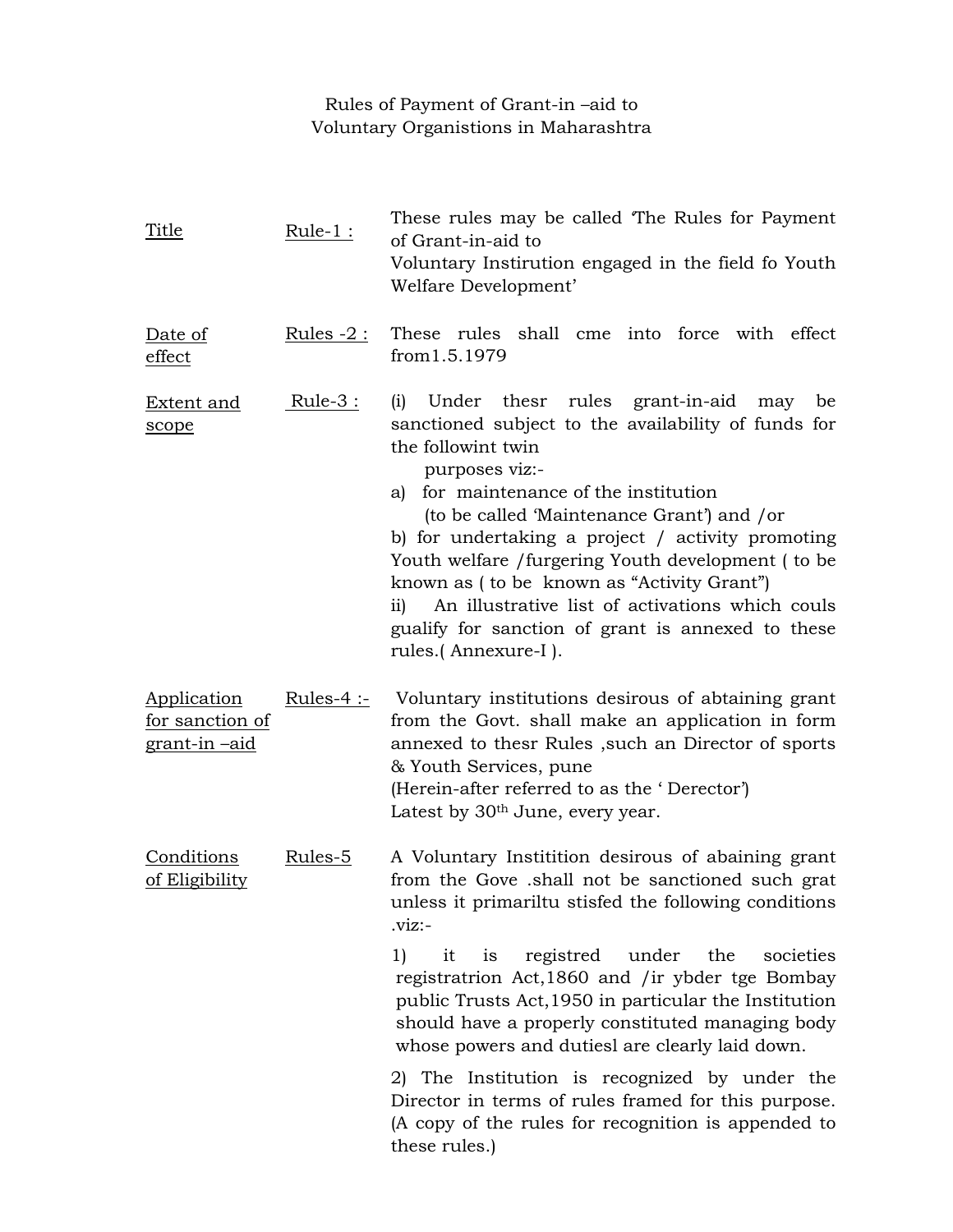Rules of Payment of Grant-in –aid to
Voluntary Organistions in Maharashtra

| | | |
|---|---|---|
| Title | Rule-1 : | These rules may be called 'The Rules for Payment of Grant-in-aid to Voluntary Instirution engaged in the field fo Youth Welfare Development' |
| Date of effect | Rules -2 : | These rules shall cme into force with effect from1.5.1979 |
| Extent and scope | Rule-3 : | (i) Under thesr rules grant-in-aid may be sanctioned subject to the availability of funds for the followint twin purposes viz:-<br>a) for maintenance of the institution (to be called 'Maintenance Grant') and /or<br>b) for undertaking a project / activity promoting Youth welfare /furgering Youth development ( to be known as ( to be known as "Activity Grant")<br>ii) An illustrative list of activations which couls gualify for sanction of grant is annexed to these rules.( Annexure-I ). |
| Application for sanction of grant-in –aid | Rules-4 :- | Voluntary institutions desirous of abtaining grant from the Govt. shall make an application in form annexed to thesr Rules ,such an Director of sports & Youth Services, pune<br>(Herein-after referred to as the ' Director')<br>Latest by 30th June, every year. |
| Conditions of Eligibility | Rules-5 | A Voluntary Institition desirous of abaining grant from the Gove .shall not be sanctioned such grat unless it primariltu stisfed the following conditions .viz:-<br>1) it is registred under the societies registratrion Act,1860 and /ir ybder tge Bombay public Trusts Act,1950 in particular the Institution should have a properly constituted managing body whose powers and dutiesl are clearly laid down.<br>2) The Institution is recognized by under the Director in terms of rules framed for this purpose. (A copy of the rules for recognition is appended to these rules.) |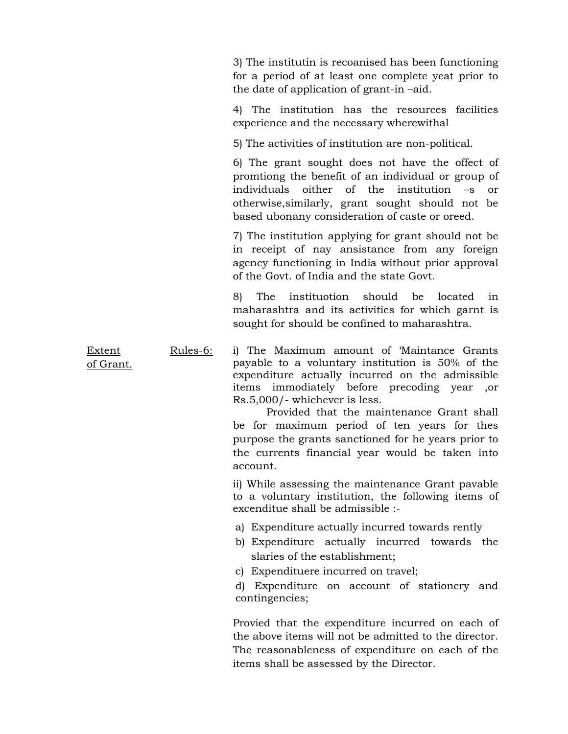3) The institutin is recoanised has been functioning for a period of at least one complete yeat prior to the date of application of grant-in –aid.

4) The institution has the resources facilities experience and the necessary wherewithal

5) The activities of institution are non-political.

6) The grant sought does not have the offect of promtiong the benefit of an individual or group of individuals oither of the institution –s or otherwise,similarly, grant sought should not be based ubonany consideration of caste or oreed.

7) The institution applying for grant should not be in receipt of nay ansistance from any foreign agency functioning in India without prior approval of the Govt. of India and the state Govt.

8) The instituotion should be located in maharashtra and its activities for which garnt is sought for should be confined to maharashtra.

Extent of Grant. Rules-6:

i) The Maximum amount of 'Maintance Grants payable to a voluntary institution is 50% of the expenditure actually incurred on the admissible items immodiately before precoding year ,or Rs.5,000/- whichever is less.

Provided that the maintenance Grant shall be for maximum period of ten years for thes purpose the grants sanctioned for he years prior to the currents financial year would be taken into account.

ii) While assessing the maintenance Grant pavable to a voluntary institution, the following items of excenditue shall be admissible :-

a) Expenditure actually incurred towards rently
b) Expenditure actually incurred towards the slaries of the establishment;
c) Expendituere incurred on travel;
d) Expenditure on account of stationery and contingencies;

Provied that the expenditure incurred on each of the above items will not be admitted to the director. The reasonableness of expenditure on each of the items shall be assessed by the Director.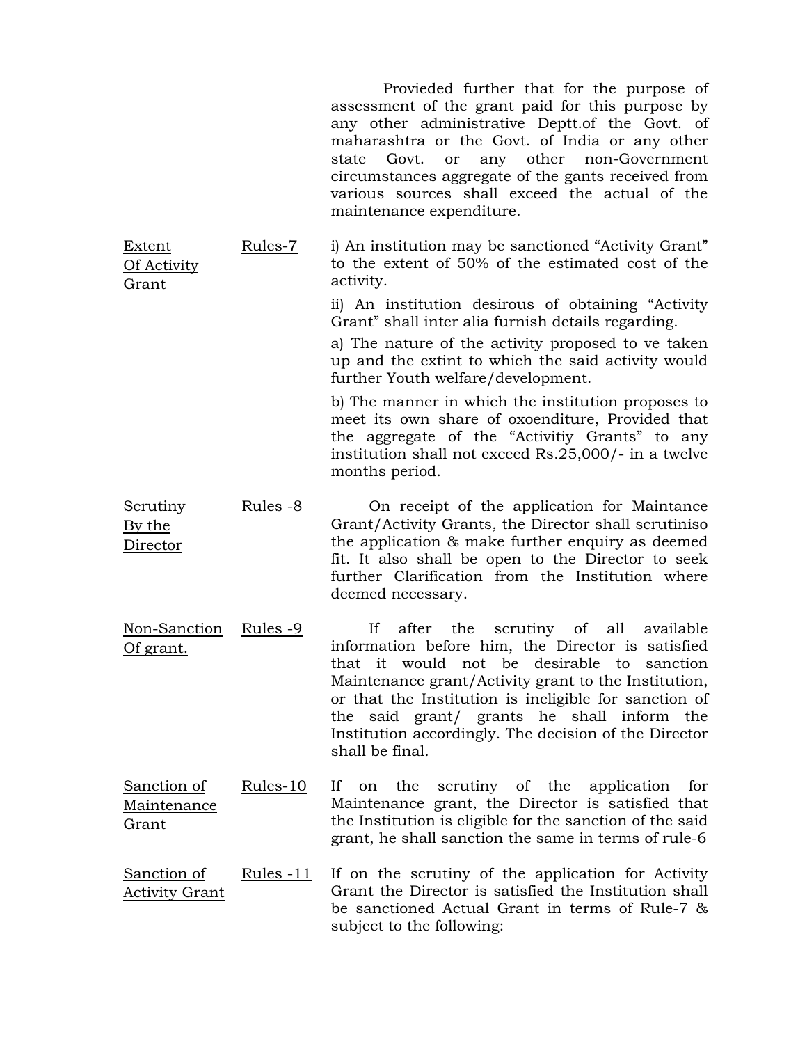Provieded further that for the purpose of assessment of the grant paid for this purpose by any other administrative Deptt.of the Govt. of maharashtra or the Govt. of India or any other state Govt. or any other non-Government circumstances aggregate of the gants received from various sources shall exceed the actual of the maintenance expenditure.

| | | |
|---|---|---|
| <u>Extent Of Activity Grant</u> | <u>Rules-7</u> | i) An institution may be sanctioned "Activity Grant" to the extent of 50% of the estimated cost of the activity.<br><br>ii) An institution desirous of obtaining "Activity Grant" shall inter alia furnish details regarding.<br><br>a) The nature of the activity proposed to ve taken up and the extint to which the said activity would further Youth welfare/development.<br><br>b) The manner in which the institution proposes to meet its own share of oxoenditure, Provided that the aggregate of the "Activitiy Grants" to any institution shall not exceed Rs.25,000/- in a twelve months period. |
| <u>Scrutiny By the Director</u> | <u>Rules -8</u> | On receipt of the application for Maintance Grant/Activity Grants, the Director shall scrutiniso the application & make further enquiry as deemed fit. It also shall be open to the Director to seek further Clarification from the Institution where deemed necessary. |
| <u>Non-Sanction Of grant.</u> | <u>Rules -9</u> | If after the scrutiny of all available information before him, the Director is satisfied that it would not be desirable to sanction Maintenance grant/Activity grant to the Institution, or that the Institution is ineligible for sanction of the said grant/ grants he shall inform the Institution accordingly. The decision of the Director shall be final. |
| <u>Sanction of Maintenance Grant</u> | <u>Rules-10</u> | If on the scrutiny of the application for Maintenance grant, the Director is satisfied that the Institution is eligible for the sanction of the said grant, he shall sanction the same in terms of rule-6 |
| <u>Sanction of Activity Grant</u> | <u>Rules -11</u> | If on the scrutiny of the application for Activity Grant the Director is satisfied the Institution shall be sanctioned Actual Grant in terms of Rule-7 & subject to the following: |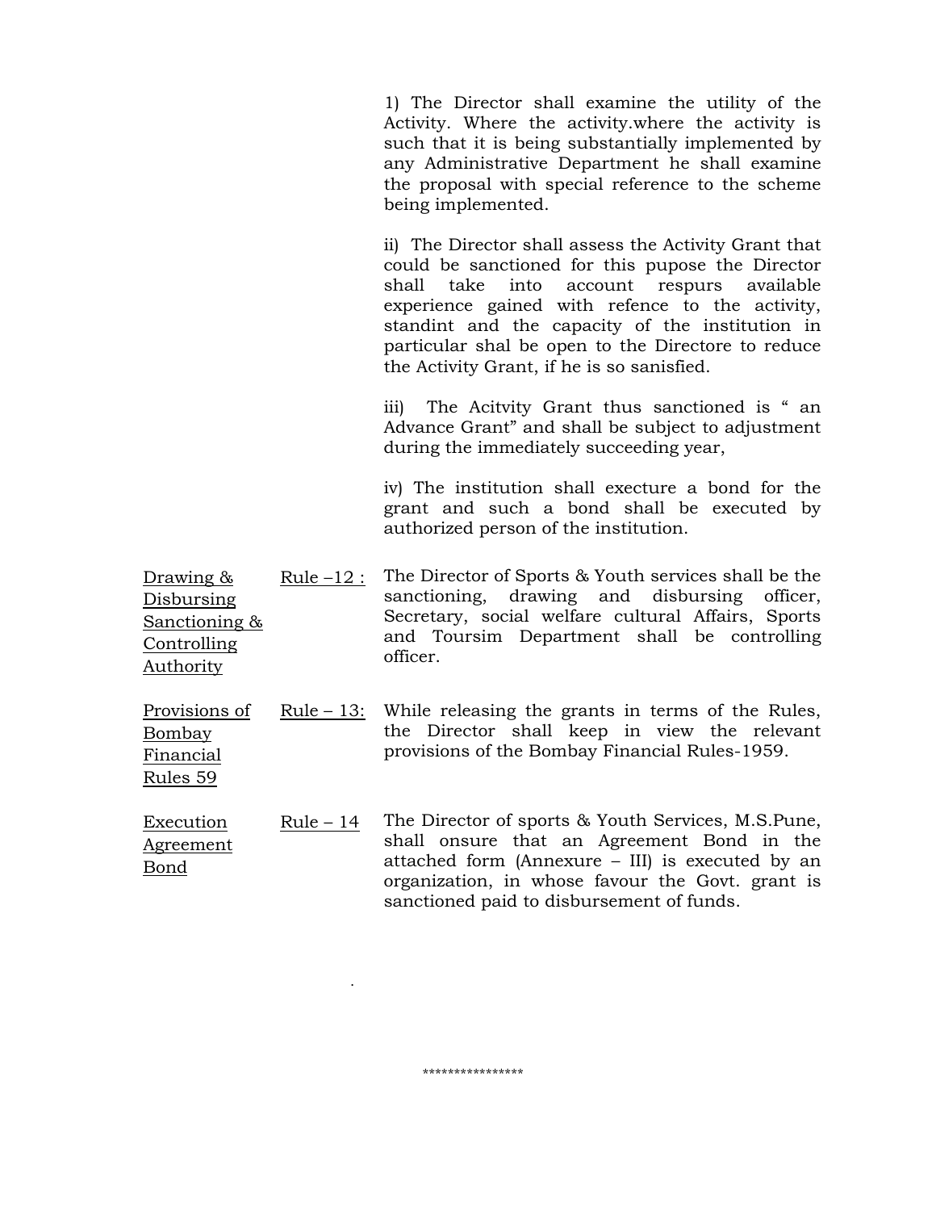1) The Director shall examine the utility of the Activity. Where the activity.where the activity is such that it is being substantially implemented by any Administrative Department he shall examine the proposal with special reference to the scheme being implemented.

ii) The Director shall assess the Activity Grant that could be sanctioned for this pupose the Director shall take into account respurs available experience gained with refence to the activity, standint and the capacity of the institution in particular shal be open to the Directore to reduce the Activity Grant, if he is so sanisfied.

iii) The Acitvity Grant thus sanctioned is " an Advance Grant" and shall be subject to adjustment during the immediately succeeding year,

iv) The institution shall execture a bond for the grant and such a bond shall be executed by authorized person of the institution.

| | | |
|---|---|---|
| Drawing & Disbursing Sanctioning & Controlling Authority | Rule –12 : | The Director of Sports & Youth services shall be the sanctioning, drawing and disbursing officer, Secretary, social welfare cultural Affairs, Sports and Toursim Department shall be controlling officer. |
| Provisions of Bombay Financial Rules 59 | Rule – 13: | While releasing the grants in terms of the Rules, the Director shall keep in view the relevant provisions of the Bombay Financial Rules-1959. |
| Execution Agreement Bond | Rule – 14 | The Director of sports & Youth Services, M.S.Pune, shall onsure that an Agreement Bond in the attached form (Annexure – III) is executed by an organization, in whose favour the Govt. grant is sanctioned paid to disbursement of funds. |

****************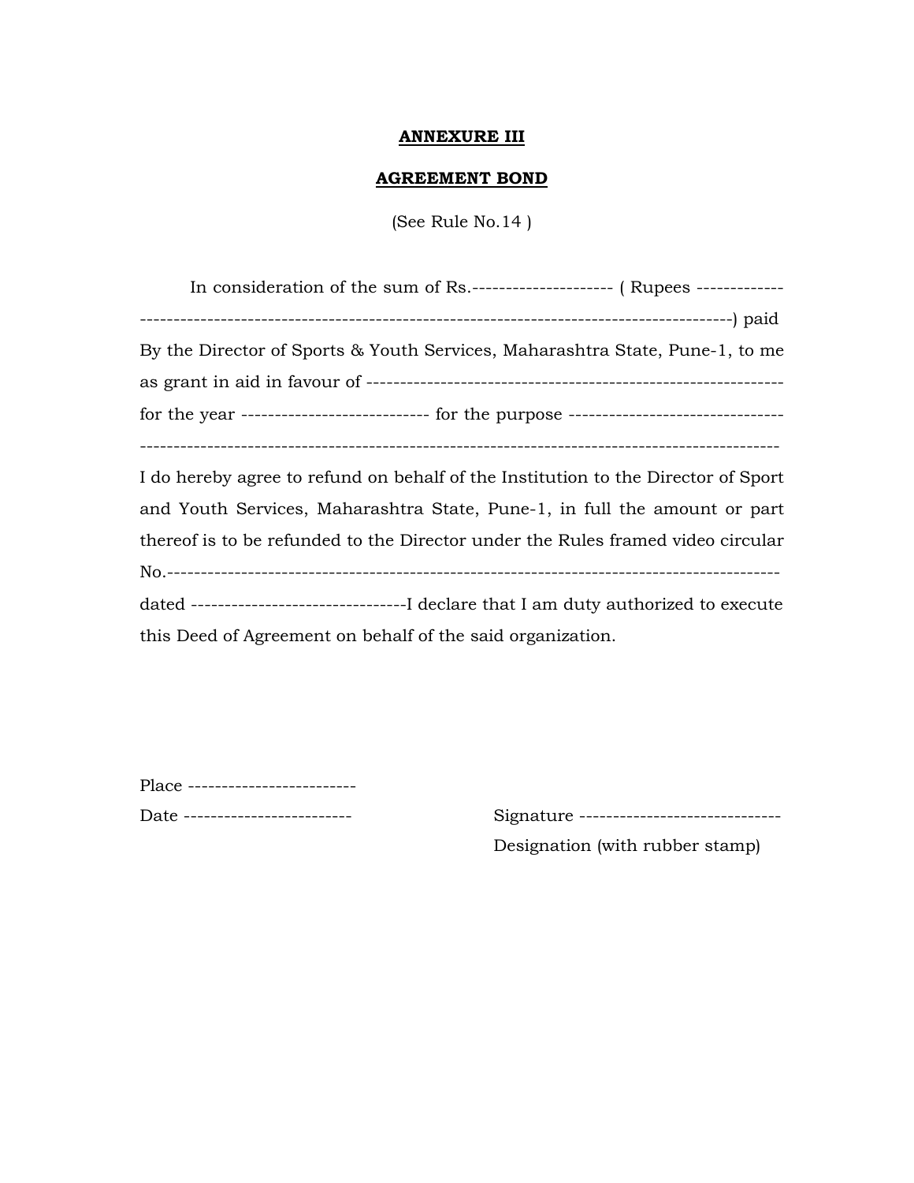**ANNEXURE III**

**AGREEMENT BOND**

(See Rule No.14 )

In consideration of the sum of Rs.--------------------- ( Rupees ------------- ---------------------------------------------------------------------------------------) paid By the Director of Sports & Youth Services, Maharashtra State, Pune-1, to me as grant in aid in favour of ---------------------------------------------------------------- for the year ---------------------------- for the purpose -------------------------------- ---------------------------------------------------------------------------------------------- I do hereby agree to refund on behalf of the Institution to the Director of Sport and Youth Services, Maharashtra State, Pune-1, in full the amount or part thereof is to be refunded to the Director under the Rules framed video circular No.------------------------------------------------------------------------------------------ dated --------------------------------I declare that I am duty authorized to execute this Deed of Agreement on behalf of the said organization.

Place -------------------------

Date -------------------------

Signature ------------------------------

Designation (with rubber stamp)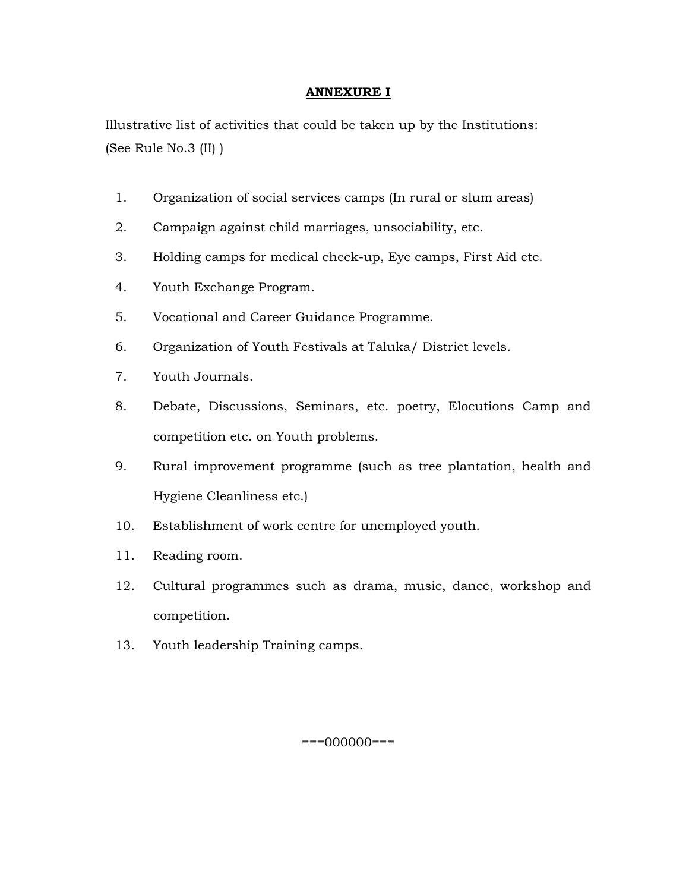## ANNEXURE I

Illustrative list of activities that could be taken up by the Institutions:
(See Rule No.3 (II) )

1. Organization of social services camps (In rural or slum areas)
2. Campaign against child marriages, unsociability, etc.
3. Holding camps for medical check-up, Eye camps, First Aid etc.
4. Youth Exchange Program.
5. Vocational and Career Guidance Programme.
6. Organization of Youth Festivals at Taluka/ District levels.
7. Youth Journals.
8. Debate, Discussions, Seminars, etc. poetry, Elocutions Camp and competition etc. on Youth problems.
9. Rural improvement programme (such as tree plantation, health and Hygiene Cleanliness etc.)
10. Establishment of work centre for unemployed youth.
11. Reading room.
12. Cultural programmes such as drama, music, dance, workshop and competition.
13. Youth leadership Training camps.

===000000===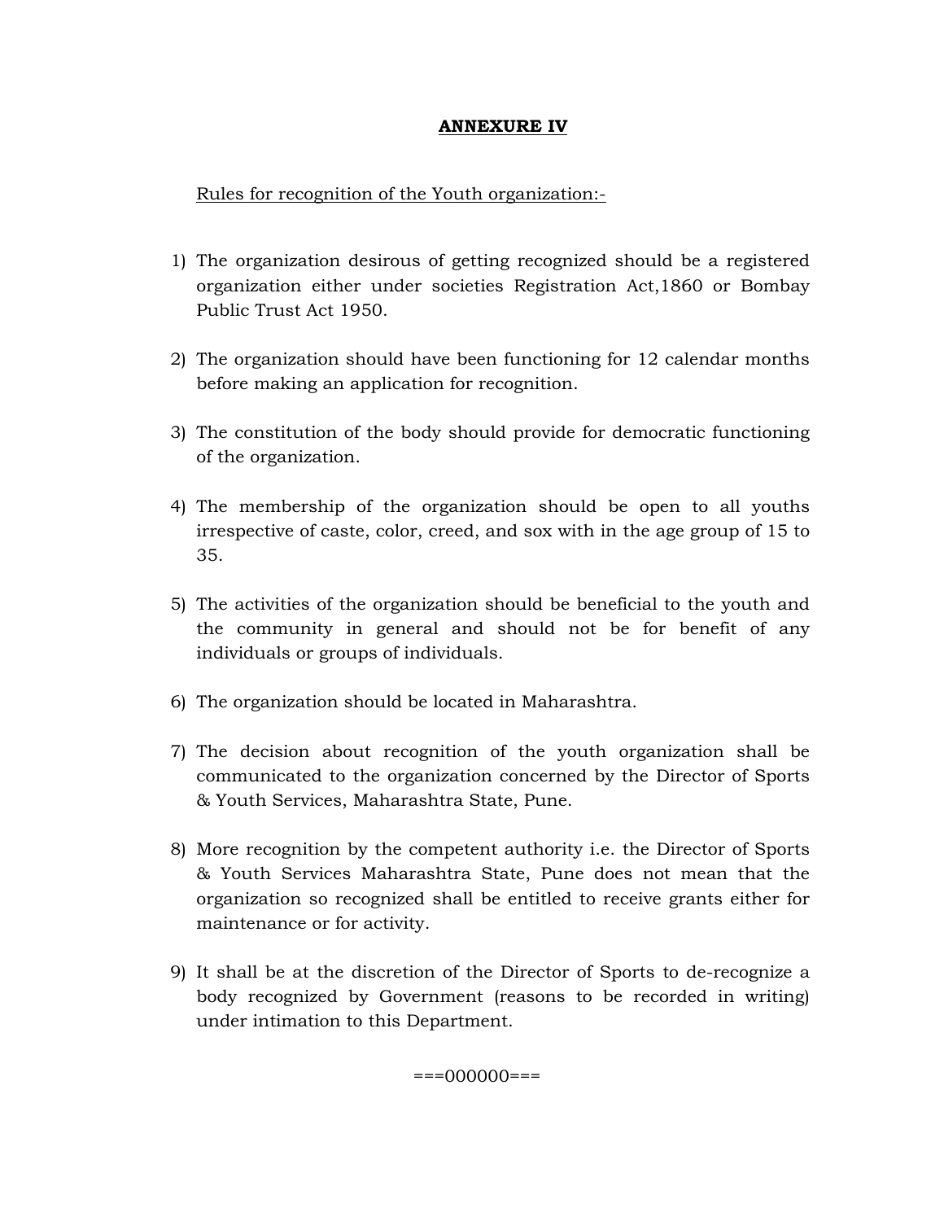**ANNEXURE IV**

Rules for recognition of the Youth organization:-

1) The organization desirous of getting recognized should be a registered organization either under societies Registration Act,1860 or Bombay Public Trust Act 1950.

2) The organization should have been functioning for 12 calendar months before making an application for recognition.

3) The constitution of the body should provide for democratic functioning of the organization.

4) The membership of the organization should be open to all youths irrespective of caste, color, creed, and sox with in the age group of 15 to 35.

5) The activities of the organization should be beneficial to the youth and the community in general and should not be for benefit of any individuals or groups of individuals.

6) The organization should be located in Maharashtra.

7) The decision about recognition of the youth organization shall be communicated to the organization concerned by the Director of Sports & Youth Services, Maharashtra State, Pune.

8) More recognition by the competent authority i.e. the Director of Sports & Youth Services Maharashtra State, Pune does not mean that the organization so recognized shall be entitled to receive grants either for maintenance or for activity.

9) It shall be at the discretion of the Director of Sports to de-recognize a body recognized by Government (reasons to be recorded in writing) under intimation to this Department.

===000000===